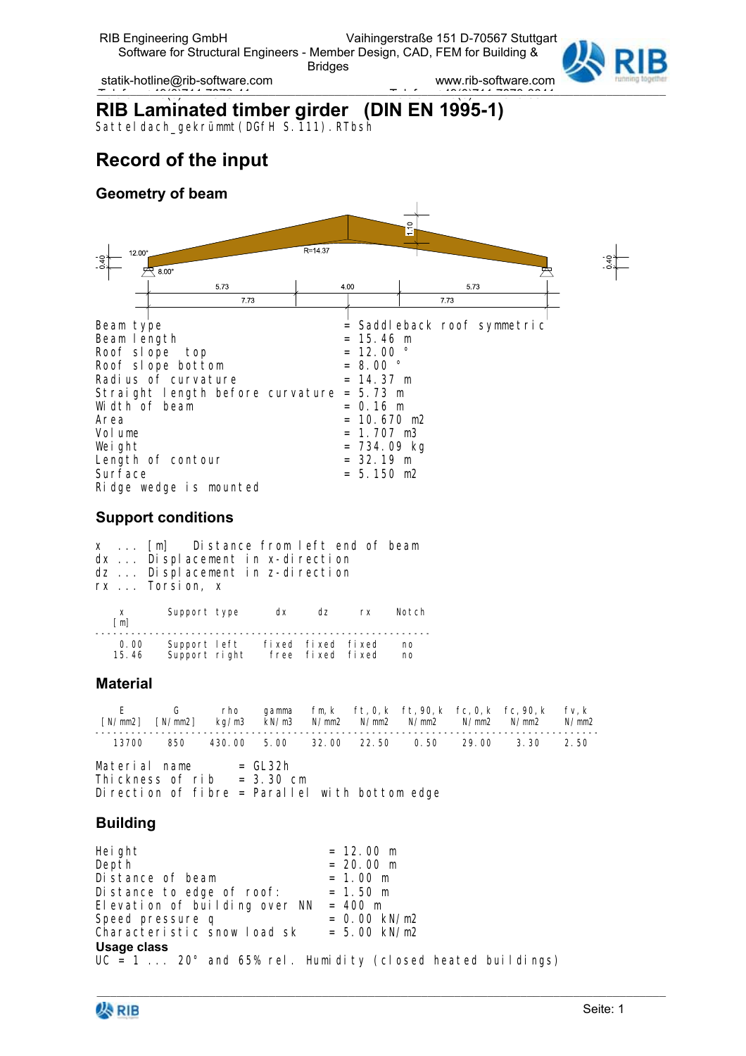# RIB Laminated timber girder (DIN EN 1995-1)

Satteldach_gekrümmt(DGfH S.111).RTbsh

## Record of the input

### Geometry of beam

```
Beam type                          = Saddleback roof symmetric
Beam length                        = 15.46 m
Roof slope top                     = 12.00 °
Roof slope bottom                  = 8.00 °
Radius of curvature                = 14.37 m
Straight length before curvature   = 5.73 m
Width of beam                      = 0.16 m
Area                               = 10.670 m2
Volume                             = 1.707 m3
Weight                             = 734.09 kg
Length of contour                  = 32.19 m
Surface                            = 5.150 m2
Ridge wedge is mounted
```

### Support conditions

```
x  ... [m]   Distance from left end of beam
dx ... Displacement in x-direction
dz ... Displacement in z-direction
rx ... Torsion, x
```

| x [m] | Support type | dx | dz | rx | Notch |
|---|---|---|---|---|---|
| 0.00 | Support left | fixed | fixed | fixed | no |
| 15.46 | Support right | free | fixed | fixed | no |

### Material

| E [N/mm2] | G [N/mm2] | rho kg/m3 | gamma kN/m3 | f m,k N/mm2 | f t,0,k N/mm2 | f t,90,k N/mm2 | f c,0,k N/mm2 | f c,90,k N/mm2 | f v,k N/mm2 |
|---|---|---|---|---|---|---|---|---|---|
| 13700 | 850 | 430.00 | 5.00 | 32.00 | 22.50 | 0.50 | 29.00 | 3.30 | 2.50 |

```
Material name      = GL32h
Thickness of rib   = 3.30 cm
Direction of fibre = Parallel with bottom edge
```

### Building

```
Height                          = 12.00 m
Depth                           = 20.00 m
Distance of beam                = 1.00 m
Distance to edge of roof:       = 1.50 m
Elevation of building over NN   = 400 m
Speed pressure q                = 0.00 kN/m2
Characteristic snow load sk     = 5.00 kN/m2
```

**Usage class**

UC = 1 ... 20° and 65% rel. Humidity (closed heated buildings)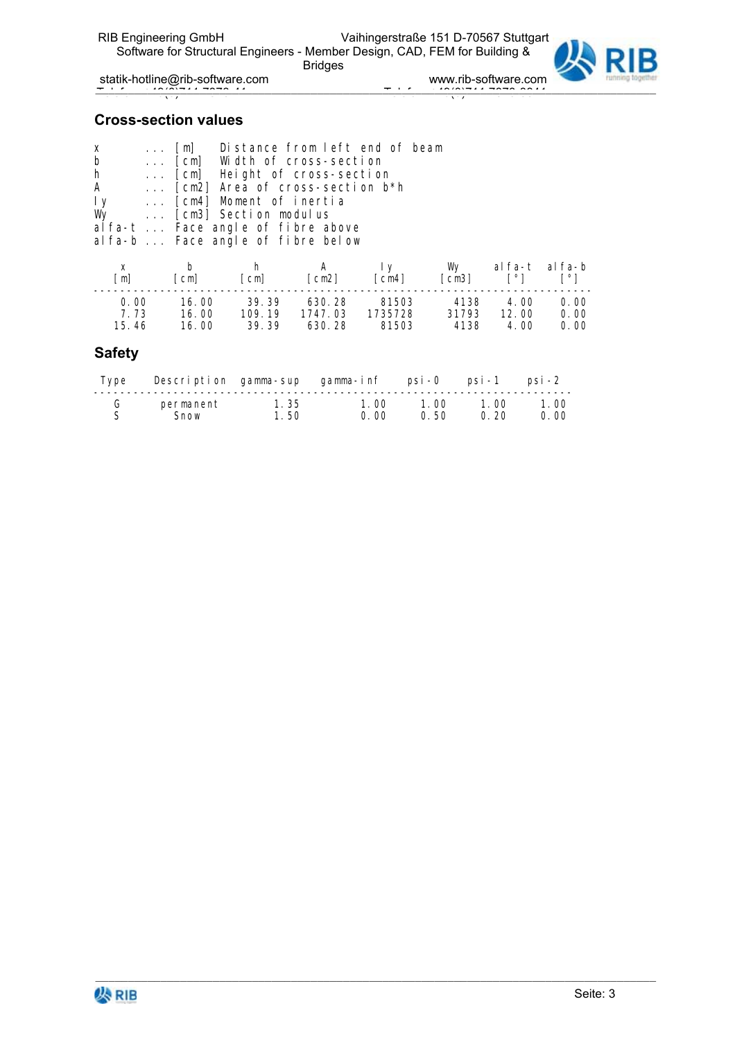## Cross-section values

```
x       ... [m]    Distance from left end of beam
b       ... [cm]   Width of cross-section
h       ... [cm]   Height of cross-section
A       ... [cm2]  Area of cross-section b*h
Iy      ... [cm4]  Moment of inertia
Wy      ... [cm3]  Section modulus
alfa-t ... Face angle of fibre above
alfa-b ... Face angle of fibre below
```

| x [m] | b [cm] | h [cm] | A [cm2] | Iy [cm4] | Wy [cm3] | alfa-t [°] | alfa-b [°] |
|---|---|---|---|---|---|---|---|
| 0.00 | 16.00 | 39.39 | 630.28 | 81503 | 4138 | 4.00 | 0.00 |
| 7.73 | 16.00 | 109.19 | 1747.03 | 1735728 | 31793 | 12.00 | 0.00 |
| 15.46 | 16.00 | 39.39 | 630.28 | 81503 | 4138 | 4.00 | 0.00 |

## Safety

| Type | Description | gamma-sup | gamma-inf | psi-0 | psi-1 | psi-2 |
|---|---|---|---|---|---|---|
| G | permanent | 1.35 | 1.00 | 1.00 | 1.00 | 1.00 |
| S | Snow | 1.50 | 0.00 | 0.50 | 0.20 | 0.00 |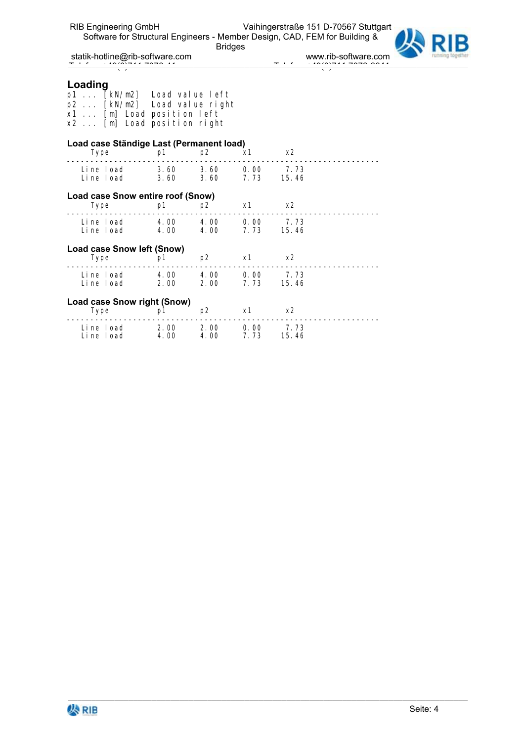## Loading

p1 ... [kN/m2] Load value left
p2 ... [kN/m2] Load value right
x1 ... [m] Load position left
x2 ... [m] Load position right

### Load case Ständige Last (Permanent load)

| Type | p1 | p2 | x1 | x2 |
|---|---|---|---|---|
| Line load | 3.60 | 3.60 | 0.00 | 7.73 |
| Line load | 3.60 | 3.60 | 7.73 | 15.46 |

### Load case Snow entire roof (Snow)

| Type | p1 | p2 | x1 | x2 |
|---|---|---|---|---|
| Line load | 4.00 | 4.00 | 0.00 | 7.73 |
| Line load | 4.00 | 4.00 | 7.73 | 15.46 |

### Load case Snow left (Snow)

| Type | p1 | p2 | x1 | x2 |
|---|---|---|---|---|
| Line load | 4.00 | 4.00 | 0.00 | 7.73 |
| Line load | 2.00 | 2.00 | 7.73 | 15.46 |

### Load case Snow right (Snow)

| Type | p1 | p2 | x1 | x2 |
|---|---|---|---|---|
| Line load | 2.00 | 2.00 | 0.00 | 7.73 |
| Line load | 4.00 | 4.00 | 7.73 | 15.46 |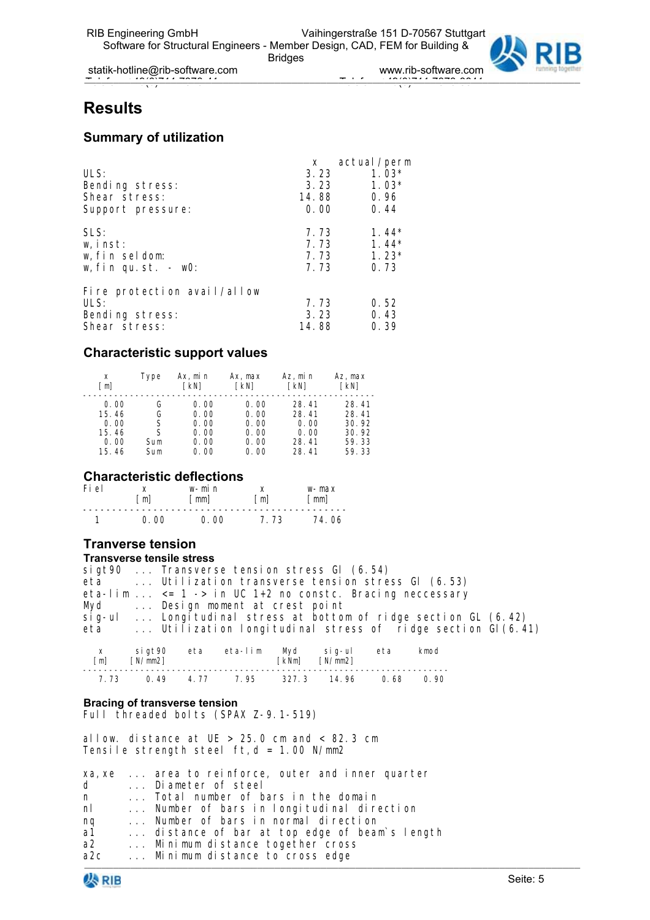# Results

## Summary of utilization

| | x | actual/perm |
|---|---|---|
| ULS: | 3.23 | 1.03* |
| Bending stress: | 3.23 | 1.03* |
| Shear stress: | 14.88 | 0.96 |
| Support pressure: | 0.00 | 0.44 |
| SLS: | 7.73 | 1.44* |
| w,inst: | 7.73 | 1.44* |
| w,fin seldom: | 7.73 | 1.23* |
| w,fin qu.st. - w0: | 7.73 | 0.73 |
| Fire protection avail/allow | | |
| ULS: | 7.73 | 0.52 |
| Bending stress: | 3.23 | 0.43 |
| Shear stress: | 14.88 | 0.39 |

## Characteristic support values

| x [m] | Type | Ax,min [kN] | Ax,max [kN] | Az,min [kN] | Az,max [kN] |
|---|---|---|---|---|---|
| 0.00 | G | 0.00 | 0.00 | 28.41 | 28.41 |
| 15.46 | G | 0.00 | 0.00 | 28.41 | 28.41 |
| 0.00 | S | 0.00 | 0.00 | 0.00 | 30.92 |
| 15.46 | S | 0.00 | 0.00 | 0.00 | 30.92 |
| 0.00 | Sum | 0.00 | 0.00 | 28.41 | 59.33 |
| 15.46 | Sum | 0.00 | 0.00 | 28.41 | 59.33 |

## Characteristic deflections

| Fiel | x [m] | w-min [mm] | x [m] | w-max [mm] |
|---|---|---|---|---|
| 1 | 0.00 | 0.00 | 7.73 | 74.06 |

## Tranverse tension

### Transverse tensile stress

```
sigt90  ... Transverse tension stress Gl (6.54)
eta     ... Utilization transverse tension stress Gl (6.53)
eta-lim ... <= 1 -> in UC 1+2 no constc. Bracing neccessary
Myd     ... Design moment at crest point
sig-ul  ... Longitudinal stress at bottom of ridge section GL (6.42)
eta     ... Utilization longitudinal stress of  ridge section Gl(6.41)
```

| x [m] | sigt90 [N/mm2] | eta | eta-lim | Myd [kNm] | sig-ul [N/mm2] | eta | kmod |
|---|---|---|---|---|---|---|---|
| 7.73 | 0.49 | 4.77 | 7.95 | 327.3 | 14.96 | 0.68 | 0.90 |

### Bracing of transverse tension

Full threaded bolts (SPAX Z-9.1-519)

allow. distance at UE > 25.0 cm and < 82.3 cm
Tensile strength steel ft,d = 1.00 N/mm2

```
xa,xe  ... area to reinforce, outer and inner quarter
d      ... Diameter of steel
n      ... Total number of bars in the domain
nl     ... Number of bars in longitudinal direction
nq     ... Number of bars in normal direction
a1     ... distance of bar at top edge of beam`s length
a2     ... Minimum distance together cross
a2c    ... Minimum distance to cross edge
```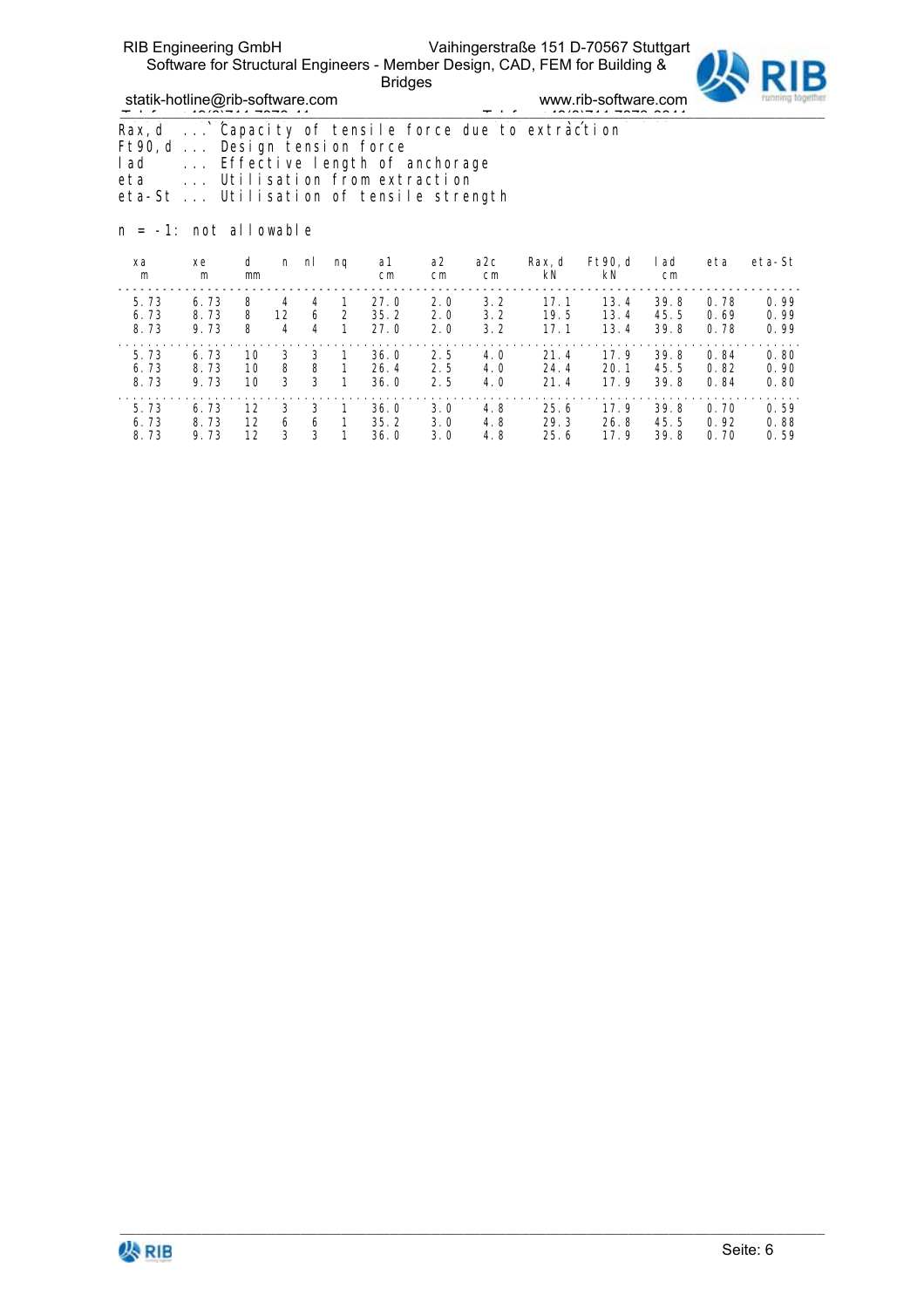Rax,d ... Capacity of tensile force due to extraction
Ft90,d ... Design tension force
lad ... Effective length of anchorage
eta ... Utilisation from extraction
eta-St ... Utilisation of tensile strength

n = -1: not allowable

| xa m | xe m | d mm | n | nl | nq | a1 cm | a2 cm | a2c cm | Rax,d kN | Ft90,d kN | lad cm | eta | eta-St |
|---|---|---|---|---|---|---|---|---|---|---|---|---|---|
| 5.73 | 6.73 | 8 | 4 | 4 | 1 | 27.0 | 2.0 | 3.2 | 17.1 | 13.4 | 39.8 | 0.78 | 0.99 |
| 6.73 | 8.73 | 8 | 12 | 6 | 2 | 35.2 | 2.0 | 3.2 | 19.5 | 13.4 | 45.5 | 0.69 | 0.99 |
| 8.73 | 9.73 | 8 | 4 | 4 | 1 | 27.0 | 2.0 | 3.2 | 17.1 | 13.4 | 39.8 | 0.78 | 0.99 |
| 5.73 | 6.73 | 10 | 3 | 3 | 1 | 36.0 | 2.5 | 4.0 | 21.4 | 17.9 | 39.8 | 0.84 | 0.80 |
| 6.73 | 8.73 | 10 | 8 | 8 | 1 | 26.4 | 2.5 | 4.0 | 24.4 | 20.1 | 45.5 | 0.82 | 0.90 |
| 8.73 | 9.73 | 10 | 3 | 3 | 1 | 36.0 | 2.5 | 4.0 | 21.4 | 17.9 | 39.8 | 0.84 | 0.80 |
| 5.73 | 6.73 | 12 | 3 | 3 | 1 | 36.0 | 3.0 | 4.8 | 25.6 | 17.9 | 39.8 | 0.70 | 0.59 |
| 6.73 | 8.73 | 12 | 6 | 6 | 1 | 35.2 | 3.0 | 4.8 | 29.3 | 26.8 | 45.5 | 0.92 | 0.88 |
| 8.73 | 9.73 | 12 | 3 | 3 | 1 | 36.0 | 3.0 | 4.8 | 25.6 | 17.9 | 39.8 | 0.70 | 0.59 |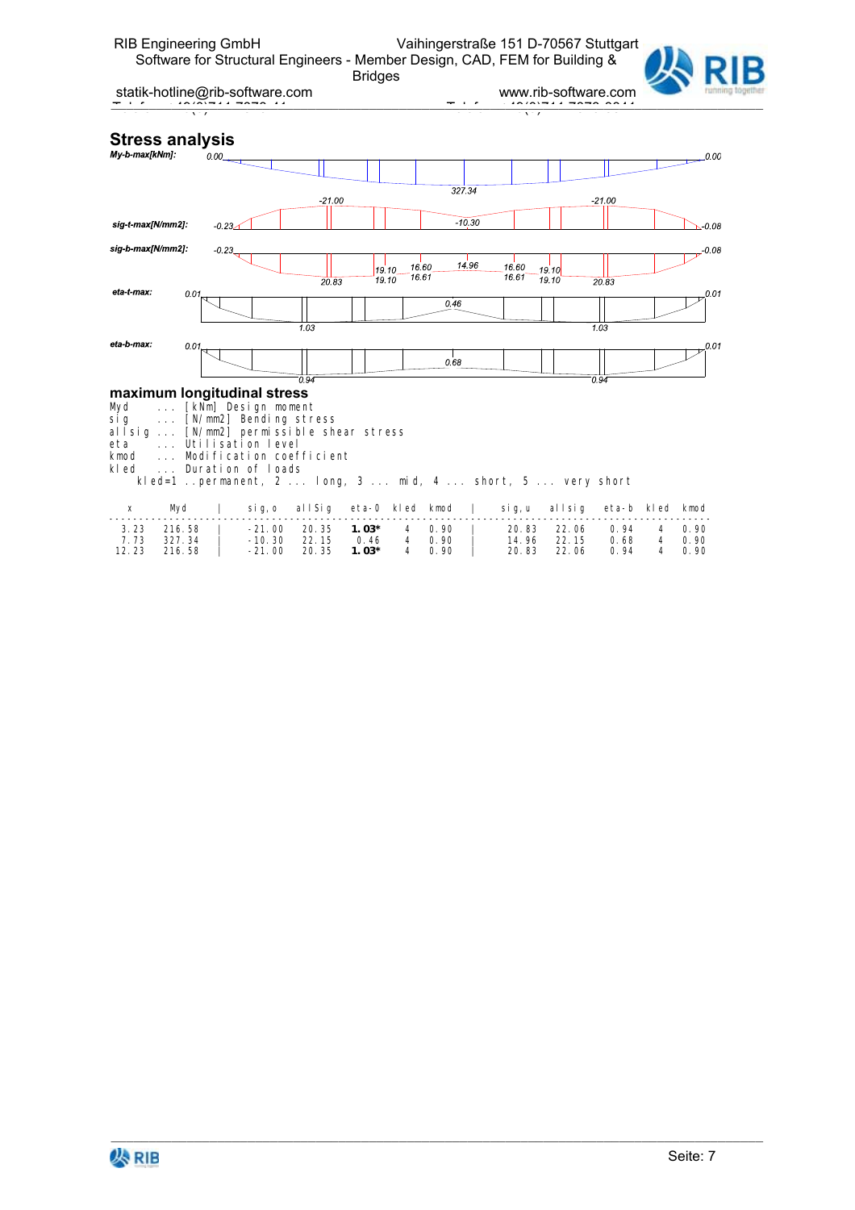## Stress analysis

My-b-max[kNm]: 0.00 … 327.34 … 0.00

sig-t-max[N/mm2]: -0.23 … -21.00 … -10.30 … -21.00 … -0.08

sig-b-max[N/mm2]: -0.23 … 20.83 … 19.10 … 16.60 … 14.96 … 16.60 … 19.10 … 20.83 … -0.08

eta-t-max: 0.01 … 1.03 … 0.46 … 1.03 … 0.01

eta-b-max: 0.01 … 0.94 … 0.68 … 0.94 … 0.01

## maximum longitudinal stress

```
Myd    ... [kNm] Design moment
sig    ... [N/mm2] Bending stress
allsig ... [N/mm2] permissible shear stress
eta    ... Utilisation level
kmod   ... Modification coefficient
kled   ... Duration of loads
    kled=1 ..permanent, 2 ... long, 3 ... mid, 4 ... short, 5 ... very short
```

| x | Myd | sig,o | allSig | eta-0 | kled | kmod | sig,u | allsig | eta-b | kled | kmod |
|---|---|---|---|---|---|---|---|---|---|---|---|
| 3.23 | 216.58 | -21.00 | 20.35 | **1.03*** | 4 | 0.90 | 20.83 | 22.06 | 0.94 | 4 | 0.90 |
| 7.73 | 327.34 | -10.30 | 22.15 | 0.46 | 4 | 0.90 | 14.96 | 22.15 | 0.68 | 4 | 0.90 |
| 12.23 | 216.58 | -21.00 | 20.35 | **1.03*** | 4 | 0.90 | 20.83 | 22.06 | 0.94 | 4 | 0.90 |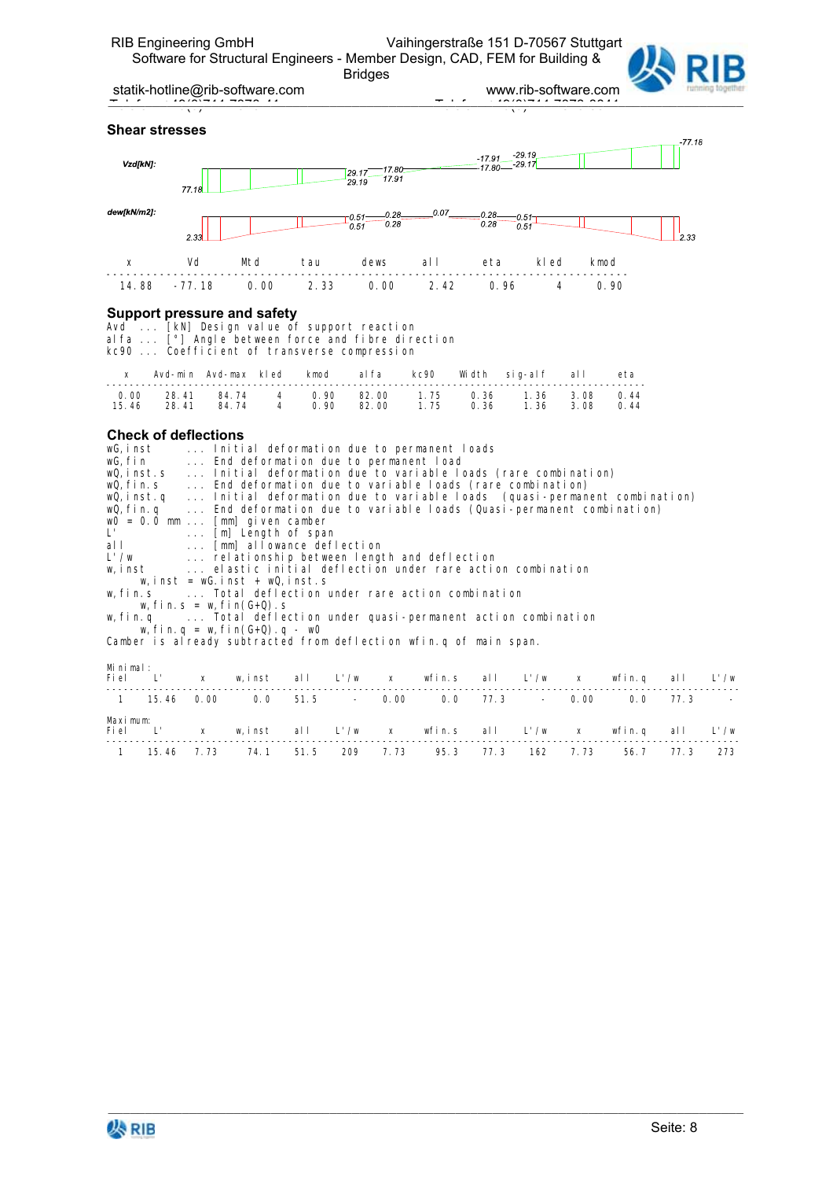### Shear stresses

Vzd[kN]: 77.18, 29.17, 29.19, 17.80, 17.91, -17.91, -17.80, -29.19, -29.17, -77.18

dew[kN/m2]: 2.33, 0.51, 0.51, 0.28, 0.28, 0.07, 0.28, 0.28, 0.51, 0.51, 2.33

| x | Vd | Mtd | tau | dews | all | eta | kled | kmod |
|---|---|---|---|---|---|---|---|---|
| 14.88 | -77.18 | 0.00 | 2.33 | 0.00 | 2.42 | 0.96 | 4 | 0.90 |

### Support pressure and safety

```
Avd  ... [kN] Design value of support reaction
alfa ... [°] Angle between force and fibre direction
kc90 ... Coefficient of transverse compression
```

| x | Avd-min | Avd-max | kled | kmod | alfa | kc90 | Width | sig-alf | all | eta |
|---|---|---|---|---|---|---|---|---|---|---|
| 0.00 | 28.41 | 84.74 | 4 | 0.90 | 82.00 | 1.75 | 0.36 | 1.36 | 3.08 | 0.44 |
| 15.46 | 28.41 | 84.74 | 4 | 0.90 | 82.00 | 1.75 | 0.36 | 1.36 | 3.08 | 0.44 |

### Check of deflections

```
wG,inst     ... Initial deformation due to permanent loads
wG,fin      ... End deformation due to permanent load
wQ,inst.s   ... Initial deformation due to variable loads (rare combination)
wQ,fin.s    ... End deformation due to variable loads (rare combination)
wQ,inst.q   ... Initial deformation due to variable loads  (quasi-permanent combination)
wQ,fin.q    ... End deformation due to variable loads (Quasi-permanent combination)
w0 = 0.0 mm ... [mm] given camber
L'          ... [m] Length of span
all         ... [mm] allowance deflection
L'/w        ... relationship between length and deflection
w,inst      ... elastic initial deflection under rare action combination
     w,inst = wG.inst + wQ,inst.s
w,fin.s     ... Total deflection under rare action combination
     w,fin.s = w,fin(G+Q).s
w,fin.q     ... Total deflection under quasi-permanent action combination
     w,fin.q = w,fin(G+Q).q - w0
Camber is already subtracted from deflection wfin.q of main span.
```

Minimal:

| Fiel | L' | x | w,inst | all | L'/w | x | wfin.s | all | L'/w | x | wfin.q | all | L'/w |
|---|---|---|---|---|---|---|---|---|---|---|---|---|---|
| 1 | 15.46 | 0.00 | 0.0 | 51.5 | - | 0.00 | 0.0 | 77.3 | - | 0.00 | 0.0 | 77.3 | - |

Maximum:

| Fiel | L' | x | w,inst | all | L'/w | x | wfin.s | all | L'/w | x | wfin.q | all | L'/w |
|---|---|---|---|---|---|---|---|---|---|---|---|---|---|
| 1 | 15.46 | 7.73 | 74.1 | 51.5 | 209 | 7.73 | 95.3 | 77.3 | 162 | 7.73 | 56.7 | 77.3 | 273 |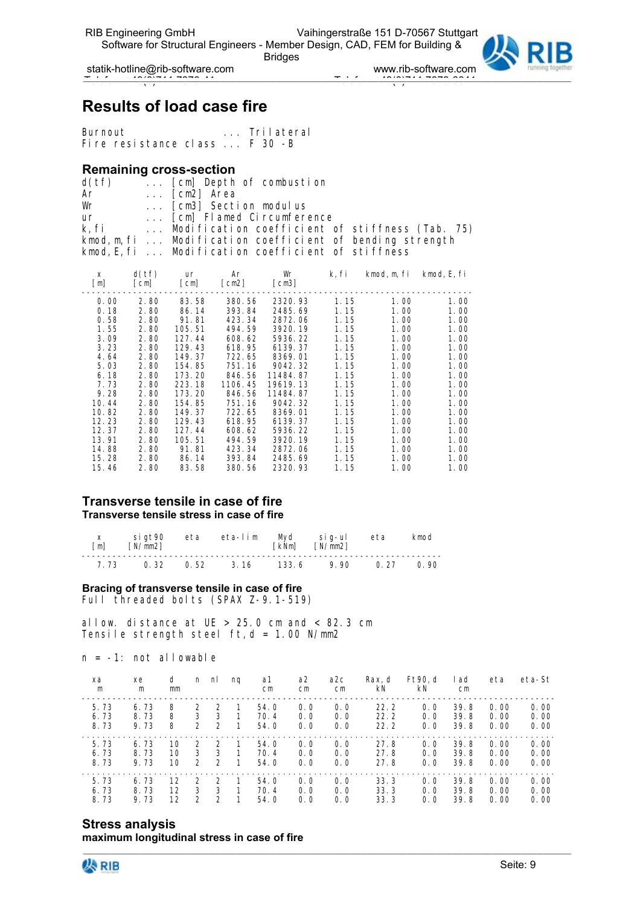# Results of load case fire

Burnout ... Trilateral
Fire resistance class ... F 30 -B

## Remaining cross-section

d(tf) ... [cm] Depth of combustion
Ar ... [cm2] Area
Wr ... [cm3] Section modulus
ur ... [cm] Flamed Circumference
k,fi ... Modification coefficient of stiffness (Tab. 75)
kmod,m,fi ... Modification coefficient of bending strength
kmod,E,fi ... Modification coefficient of stiffness

| x [m] | d(tf) [cm] | ur [cm] | Ar [cm2] | Wr [cm3] | k,fi | kmod,m,fi | kmod,E,fi |
|---|---|---|---|---|---|---|---|
| 0.00 | 2.80 | 83.58 | 380.56 | 2320.93 | 1.15 | 1.00 | 1.00 |
| 0.18 | 2.80 | 86.14 | 393.84 | 2485.69 | 1.15 | 1.00 | 1.00 |
| 0.58 | 2.80 | 91.81 | 423.34 | 2872.06 | 1.15 | 1.00 | 1.00 |
| 1.55 | 2.80 | 105.51 | 494.59 | 3920.19 | 1.15 | 1.00 | 1.00 |
| 3.09 | 2.80 | 127.44 | 608.62 | 5936.22 | 1.15 | 1.00 | 1.00 |
| 3.23 | 2.80 | 129.43 | 618.95 | 6139.37 | 1.15 | 1.00 | 1.00 |
| 4.64 | 2.80 | 149.37 | 722.65 | 8369.01 | 1.15 | 1.00 | 1.00 |
| 5.03 | 2.80 | 154.85 | 751.16 | 9042.32 | 1.15 | 1.00 | 1.00 |
| 6.18 | 2.80 | 173.20 | 846.56 | 11484.87 | 1.15 | 1.00 | 1.00 |
| 7.73 | 2.80 | 223.18 | 1106.45 | 19619.13 | 1.15 | 1.00 | 1.00 |
| 9.28 | 2.80 | 173.20 | 846.56 | 11484.87 | 1.15 | 1.00 | 1.00 |
| 10.44 | 2.80 | 154.85 | 751.16 | 9042.32 | 1.15 | 1.00 | 1.00 |
| 10.82 | 2.80 | 149.37 | 722.65 | 8369.01 | 1.15 | 1.00 | 1.00 |
| 12.23 | 2.80 | 129.43 | 618.95 | 6139.37 | 1.15 | 1.00 | 1.00 |
| 12.37 | 2.80 | 127.44 | 608.62 | 5936.22 | 1.15 | 1.00 | 1.00 |
| 13.91 | 2.80 | 105.51 | 494.59 | 3920.19 | 1.15 | 1.00 | 1.00 |
| 14.88 | 2.80 | 91.81 | 423.34 | 2872.06 | 1.15 | 1.00 | 1.00 |
| 15.28 | 2.80 | 86.14 | 393.84 | 2485.69 | 1.15 | 1.00 | 1.00 |
| 15.46 | 2.80 | 83.58 | 380.56 | 2320.93 | 1.15 | 1.00 | 1.00 |

## Transverse tensile in case of fire

**Transverse tensile stress in case of fire**

| x [m] | sigt90 [N/mm2] | eta | eta-lim | Myd [kNm] | sig-ul [N/mm2] | eta | kmod |
|---|---|---|---|---|---|---|---|
| 7.73 | 0.32 | 0.52 | 3.16 | 133.6 | 9.90 | 0.27 | 0.90 |

**Bracing of transverse tensile in case of fire**

Full threaded bolts (SPAX Z-9.1-519)

allow. distance at UE > 25.0 cm and < 82.3 cm
Tensile strength steel ft,d = 1.00 N/mm2

n = -1: not allowable

| xa m | xe m | d mm | n | nl | nq | a1 cm | a2 cm | a2c cm | Rax,d kN | Ft90,d kN | lad cm | eta | eta-St |
|---|---|---|---|---|---|---|---|---|---|---|---|---|---|
| 5.73 | 6.73 | 8 | 2 | 2 | 1 | 54.0 | 0.0 | 0.0 | 22.2 | 0.0 | 39.8 | 0.00 | 0.00 |
| 6.73 | 8.73 | 8 | 3 | 3 | 1 | 70.4 | 0.0 | 0.0 | 22.2 | 0.0 | 39.8 | 0.00 | 0.00 |
| 8.73 | 9.73 | 8 | 2 | 2 | 1 | 54.0 | 0.0 | 0.0 | 22.2 | 0.0 | 39.8 | 0.00 | 0.00 |
| 5.73 | 6.73 | 10 | 2 | 2 | 1 | 54.0 | 0.0 | 0.0 | 27.8 | 0.0 | 39.8 | 0.00 | 0.00 |
| 6.73 | 8.73 | 10 | 3 | 3 | 1 | 70.4 | 0.0 | 0.0 | 27.8 | 0.0 | 39.8 | 0.00 | 0.00 |
| 8.73 | 9.73 | 10 | 2 | 2 | 1 | 54.0 | 0.0 | 0.0 | 27.8 | 0.0 | 39.8 | 0.00 | 0.00 |
| 5.73 | 6.73 | 12 | 2 | 2 | 1 | 54.0 | 0.0 | 0.0 | 33.3 | 0.0 | 39.8 | 0.00 | 0.00 |
| 6.73 | 8.73 | 12 | 3 | 3 | 1 | 70.4 | 0.0 | 0.0 | 33.3 | 0.0 | 39.8 | 0.00 | 0.00 |
| 8.73 | 9.73 | 12 | 2 | 2 | 1 | 54.0 | 0.0 | 0.0 | 33.3 | 0.0 | 39.8 | 0.00 | 0.00 |

## Stress analysis

**maximum longitudinal stress in case of fire**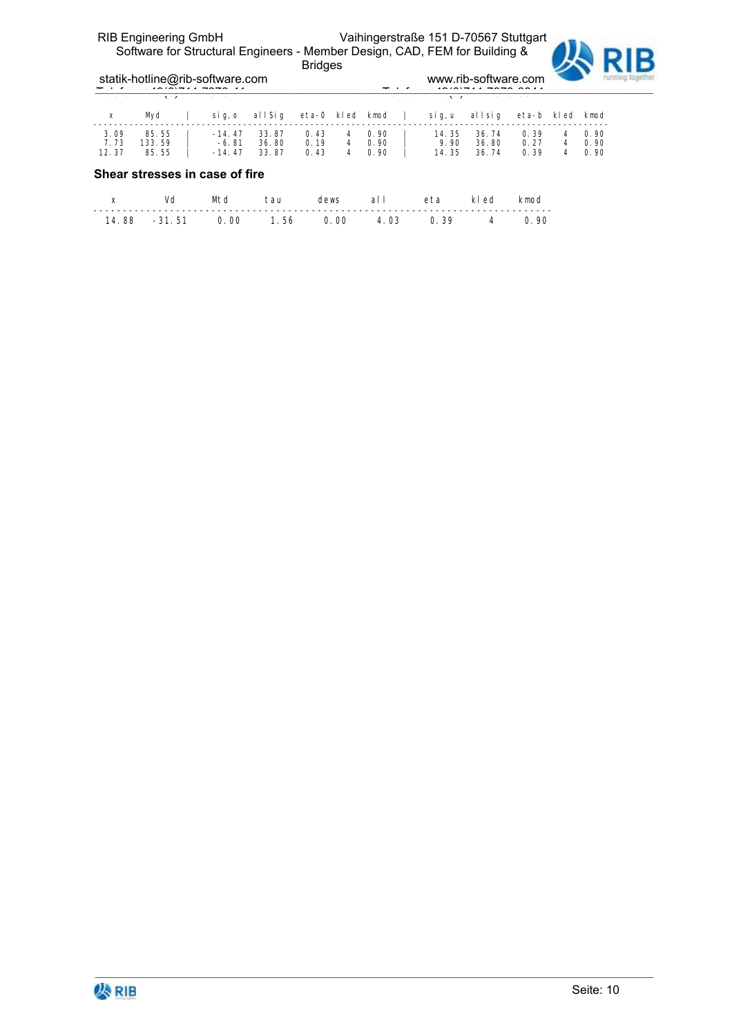| x | Myd | | sig,o | allSig | eta-0 | kled | kmod | | sig,u | allsig | eta-b | kled | kmod |
|---|---|---|---|---|---|---|---|---|---|---|---|---|---|
| 3.09 | 85.55 | | -14.47 | 33.87 | 0.43 | 4 | 0.90 | | 14.35 | 36.74 | 0.39 | 4 | 0.90 |
| 7.73 | 133.59 | | -6.81 | 36.80 | 0.19 | 4 | 0.90 | | 9.90 | 36.80 | 0.27 | 4 | 0.90 |
| 12.37 | 85.55 | | -14.47 | 33.87 | 0.43 | 4 | 0.90 | | 14.35 | 36.74 | 0.39 | 4 | 0.90 |

### Shear stresses in case of fire

| x | Vd | Mtd | tau | dews | all | eta | kled | kmod |
|---|---|---|---|---|---|---|---|---|
| 14.88 | -31.51 | 0.00 | 1.56 | 0.00 | 4.03 | 0.39 | 4 | 0.90 |